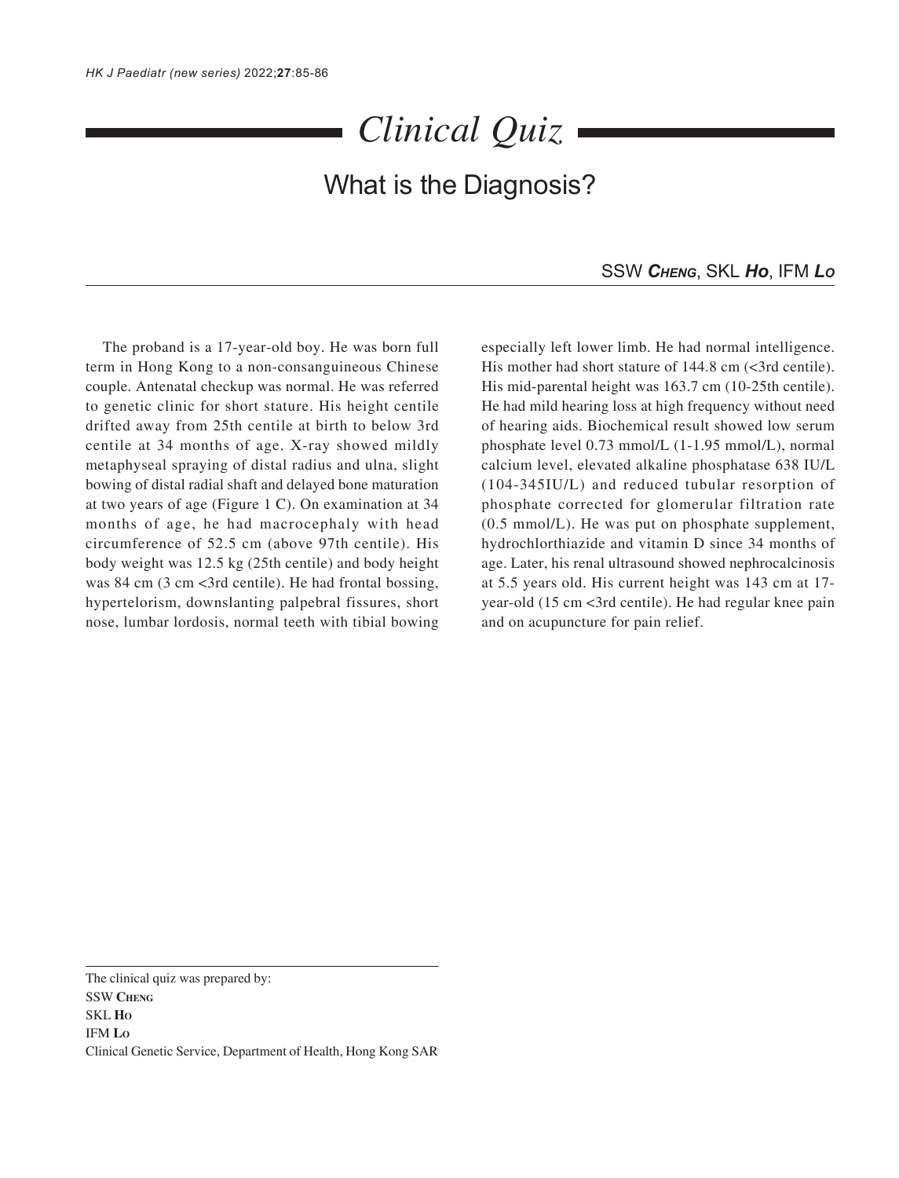# *Clinical Quiz*

## What is the Diagnosis?

SSW ***Cheng***, SKL ***Ho***, IFM ***Lo***

The proband is a 17-year-old boy. He was born full term in Hong Kong to a non-consanguineous Chinese couple. Antenatal checkup was normal. He was referred to genetic clinic for short stature. His height centile drifted away from 25th centile at birth to below 3rd centile at 34 months of age. X-ray showed mildly metaphyseal spraying of distal radius and ulna, slight bowing of distal radial shaft and delayed bone maturation at two years of age (Figure 1 C). On examination at 34 months of age, he had macrocephaly with head circumference of 52.5 cm (above 97th centile). His body weight was 12.5 kg (25th centile) and body height was 84 cm (3 cm <3rd centile). He had frontal bossing, hypertelorism, downslanting palpebral fissures, short nose, lumbar lordosis, normal teeth with tibial bowing especially left lower limb. He had normal intelligence. His mother had short stature of 144.8 cm (<3rd centile). His mid-parental height was 163.7 cm (10-25th centile). He had mild hearing loss at high frequency without need of hearing aids. Biochemical result showed low serum phosphate level 0.73 mmol/L (1-1.95 mmol/L), normal calcium level, elevated alkaline phosphatase 638 IU/L (104-345IU/L) and reduced tubular resorption of phosphate corrected for glomerular filtration rate (0.5 mmol/L). He was put on phosphate supplement, hydrochlorthiazide and vitamin D since 34 months of age. Later, his renal ultrasound showed nephrocalcinosis at 5.5 years old. His current height was 143 cm at 17-year-old (15 cm <3rd centile). He had regular knee pain and on acupuncture for pain relief.

---

The clinical quiz was prepared by:

SSW **Cheng**

SKL **Ho**

IFM **Lo**

Clinical Genetic Service, Department of Health, Hong Kong SAR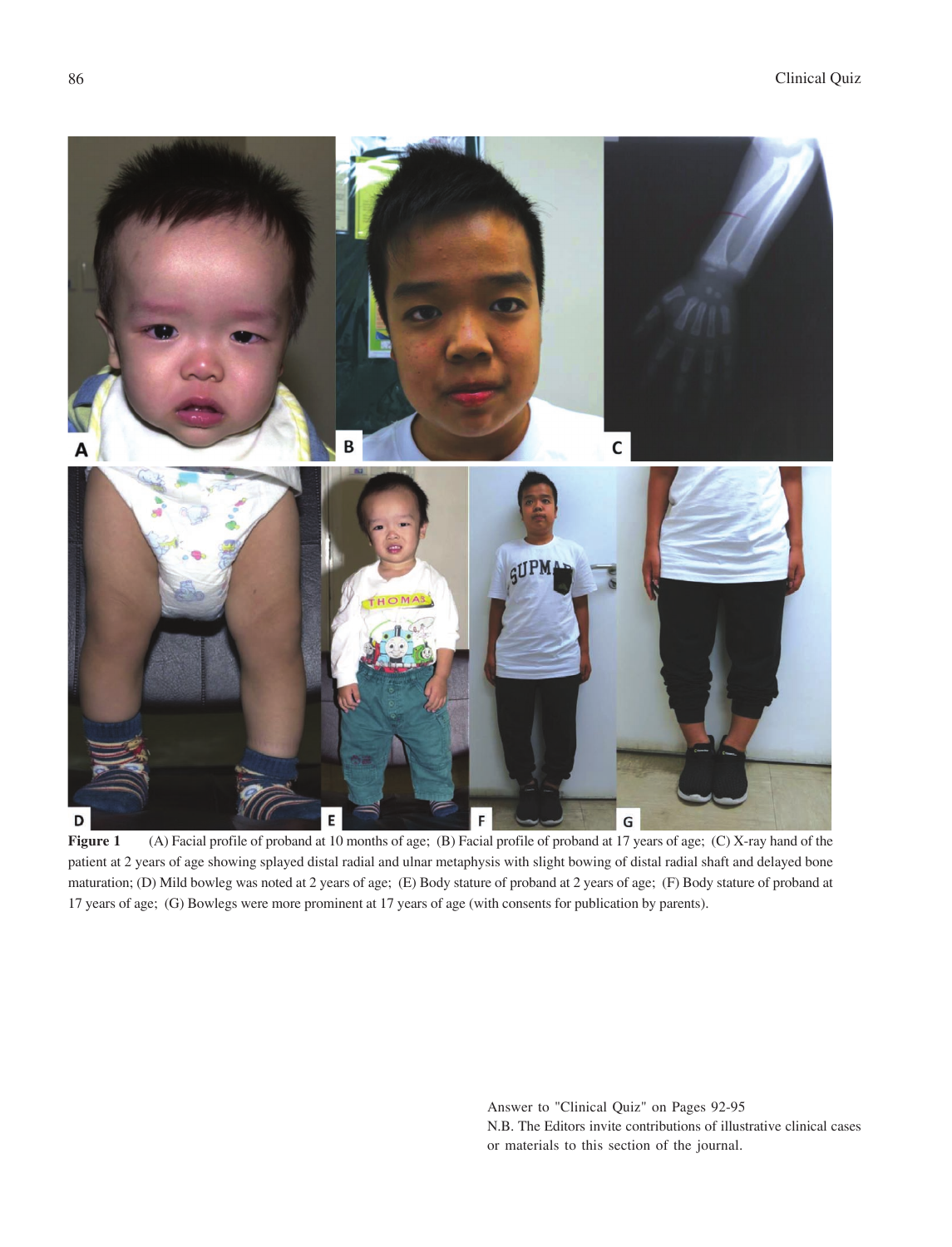**Figure 1** (A) Facial profile of proband at 10 months of age; (B) Facial profile of proband at 17 years of age; (C) X-ray hand of the patient at 2 years of age showing splayed distal radial and ulnar metaphysis with slight bowing of distal radial shaft and delayed bone maturation; (D) Mild bowleg was noted at 2 years of age; (E) Body stature of proband at 2 years of age; (F) Body stature of proband at 17 years of age; (G) Bowlegs were more prominent at 17 years of age (with consents for publication by parents).

Answer to "Clinical Quiz" on Pages 92-95
N.B. The Editors invite contributions of illustrative clinical cases or materials to this section of the journal.